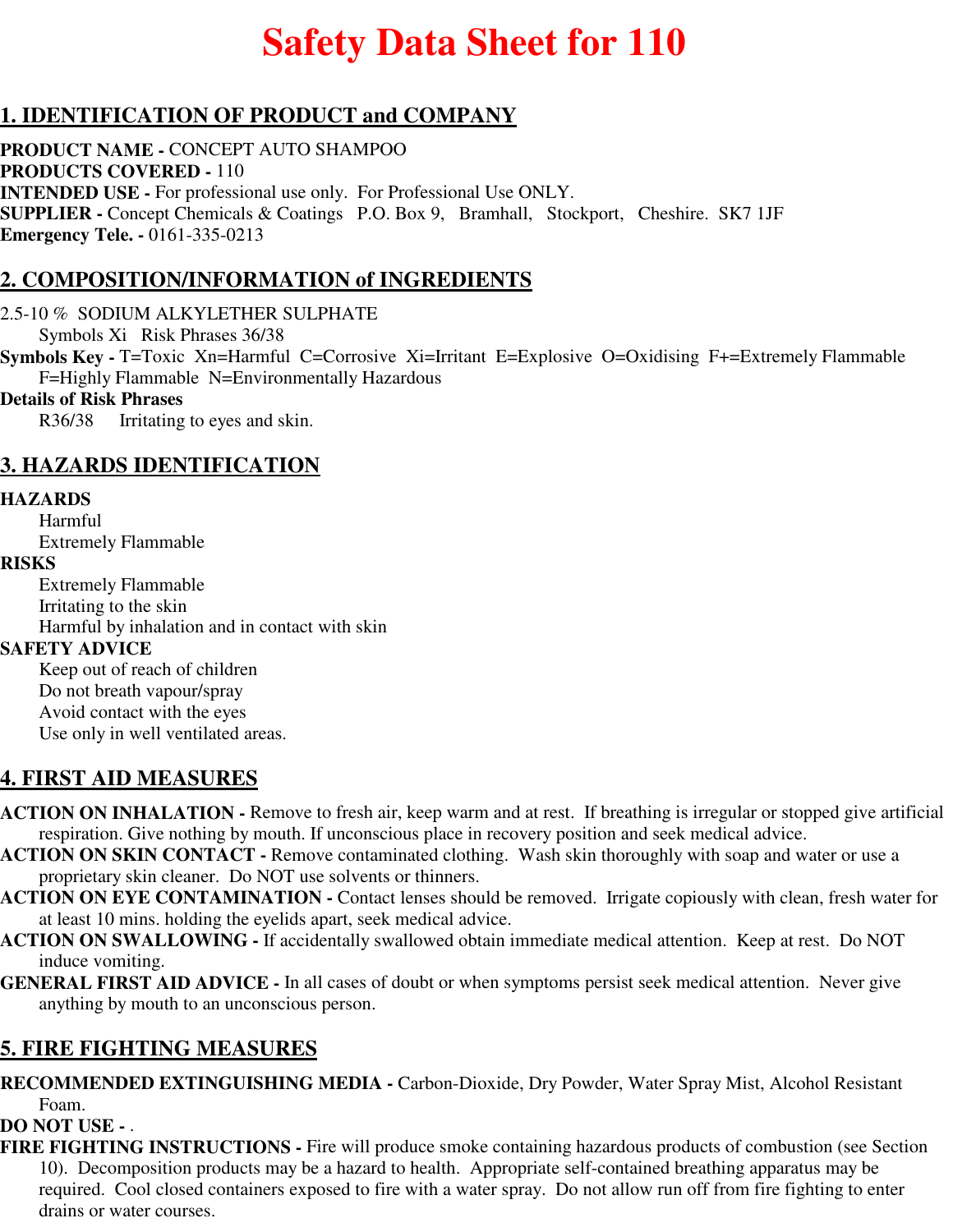# Safety Data Sheet for 110

## 1. IDENTIFICATION OF PRODUCT and COMPANY

**PRODUCT NAME -** CONCEPT AUTO SHAMPOO
**PRODUCTS COVERED -** 110
**INTENDED USE -** For professional use only. For Professional Use ONLY.
**SUPPLIER -** Concept Chemicals & Coatings P.O. Box 9, Bramhall, Stockport, Cheshire. SK7 1JF
**Emergency Tele. -** 0161-335-0213

## 2. COMPOSITION/INFORMATION of INGREDIENTS

2.5-10 % SODIUM ALKYLETHER SULPHATE
Symbols Xi Risk Phrases 36/38

**Symbols Key -** T=Toxic Xn=Harmful C=Corrosive Xi=Irritant E=Explosive O=Oxidising F+=Extremely Flammable F=Highly Flammable N=Environmentally Hazardous

**Details of Risk Phrases**
R36/38 Irritating to eyes and skin.

## 3. HAZARDS IDENTIFICATION

**HAZARDS**
Harmful
Extremely Flammable

**RISKS**
Extremely Flammable
Irritating to the skin
Harmful by inhalation and in contact with skin

**SAFETY ADVICE**
Keep out of reach of children
Do not breath vapour/spray
Avoid contact with the eyes
Use only in well ventilated areas.

## 4. FIRST AID MEASURES

**ACTION ON INHALATION -** Remove to fresh air, keep warm and at rest. If breathing is irregular or stopped give artificial respiration. Give nothing by mouth. If unconscious place in recovery position and seek medical advice.

**ACTION ON SKIN CONTACT -** Remove contaminated clothing. Wash skin thoroughly with soap and water or use a proprietary skin cleaner. Do NOT use solvents or thinners.

**ACTION ON EYE CONTAMINATION -** Contact lenses should be removed. Irrigate copiously with clean, fresh water for at least 10 mins. holding the eyelids apart, seek medical advice.

**ACTION ON SWALLOWING -** If accidentally swallowed obtain immediate medical attention. Keep at rest. Do NOT induce vomiting.

**GENERAL FIRST AID ADVICE -** In all cases of doubt or when symptoms persist seek medical attention. Never give anything by mouth to an unconscious person.

## 5. FIRE FIGHTING MEASURES

**RECOMMENDED EXTINGUISHING MEDIA -** Carbon-Dioxide, Dry Powder, Water Spray Mist, Alcohol Resistant Foam.

**DO NOT USE -** .

**FIRE FIGHTING INSTRUCTIONS -** Fire will produce smoke containing hazardous products of combustion (see Section 10). Decomposition products may be a hazard to health. Appropriate self-contained breathing apparatus may be required. Cool closed containers exposed to fire with a water spray. Do not allow run off from fire fighting to enter drains or water courses.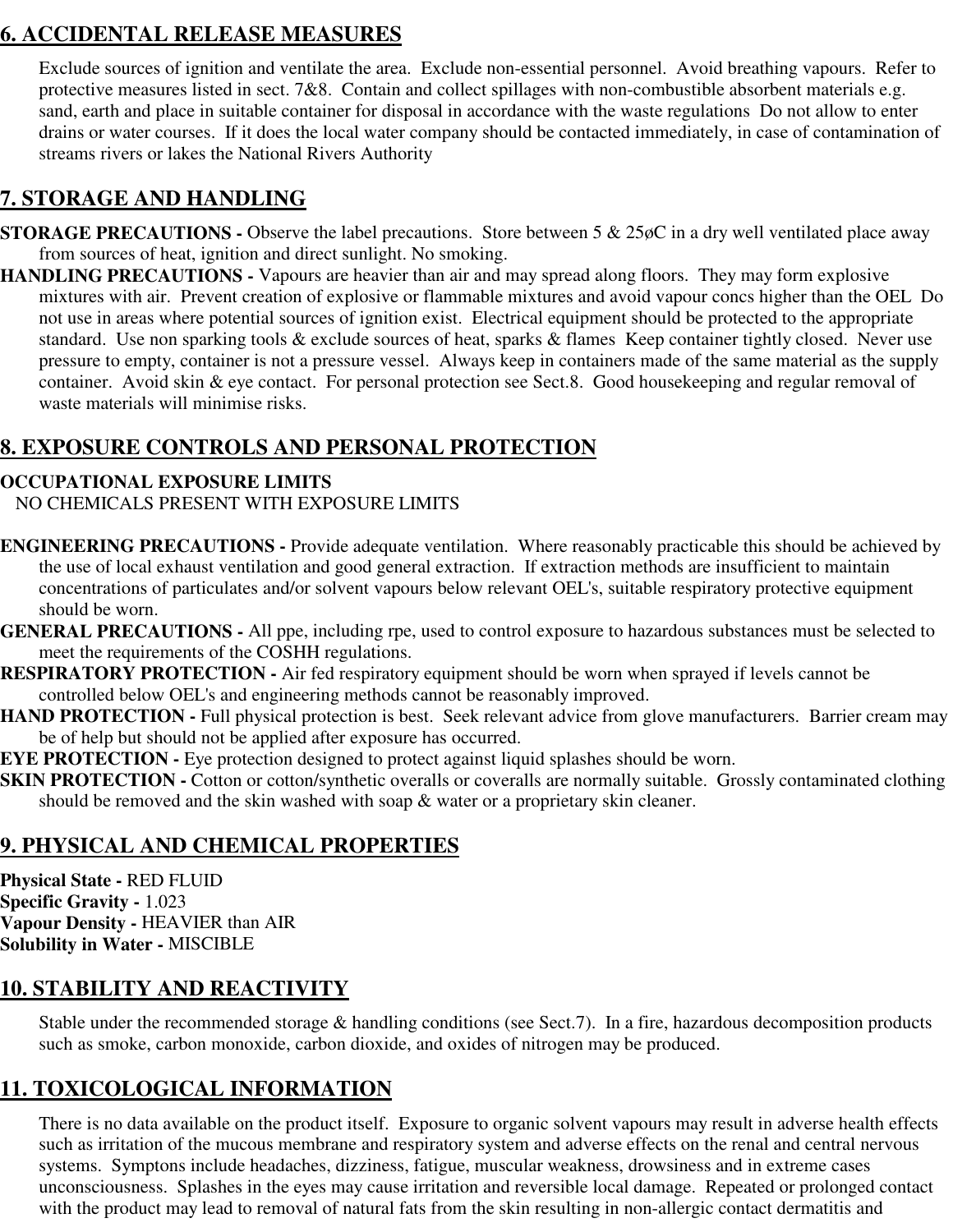## 6. ACCIDENTAL RELEASE MEASURES

Exclude sources of ignition and ventilate the area. Exclude non-essential personnel. Avoid breathing vapours. Refer to protective measures listed in sect. 7&8. Contain and collect spillages with non-combustible absorbent materials e.g. sand, earth and place in suitable container for disposal in accordance with the waste regulations Do not allow to enter drains or water courses. If it does the local water company should be contacted immediately, in case of contamination of streams rivers or lakes the National Rivers Authority

## 7. STORAGE AND HANDLING

**STORAGE PRECAUTIONS -** Observe the label precautions. Store between 5 & 25øC in a dry well ventilated place away from sources of heat, ignition and direct sunlight. No smoking.

**HANDLING PRECAUTIONS -** Vapours are heavier than air and may spread along floors. They may form explosive mixtures with air. Prevent creation of explosive or flammable mixtures and avoid vapour concs higher than the OEL Do not use in areas where potential sources of ignition exist. Electrical equipment should be protected to the appropriate standard. Use non sparking tools & exclude sources of heat, sparks & flames Keep container tightly closed. Never use pressure to empty, container is not a pressure vessel. Always keep in containers made of the same material as the supply container. Avoid skin & eye contact. For personal protection see Sect.8. Good housekeeping and regular removal of waste materials will minimise risks.

## 8. EXPOSURE CONTROLS AND PERSONAL PROTECTION

**OCCUPATIONAL EXPOSURE LIMITS**

NO CHEMICALS PRESENT WITH EXPOSURE LIMITS

**ENGINEERING PRECAUTIONS -** Provide adequate ventilation. Where reasonably practicable this should be achieved by the use of local exhaust ventilation and good general extraction. If extraction methods are insufficient to maintain concentrations of particulates and/or solvent vapours below relevant OEL's, suitable respiratory protective equipment should be worn.

**GENERAL PRECAUTIONS -** All ppe, including rpe, used to control exposure to hazardous substances must be selected to meet the requirements of the COSHH regulations.

**RESPIRATORY PROTECTION -** Air fed respiratory equipment should be worn when sprayed if levels cannot be controlled below OEL's and engineering methods cannot be reasonably improved.

**HAND PROTECTION -** Full physical protection is best. Seek relevant advice from glove manufacturers. Barrier cream may be of help but should not be applied after exposure has occurred.

**EYE PROTECTION -** Eye protection designed to protect against liquid splashes should be worn.

**SKIN PROTECTION -** Cotton or cotton/synthetic overalls or coveralls are normally suitable. Grossly contaminated clothing should be removed and the skin washed with soap & water or a proprietary skin cleaner.

## 9. PHYSICAL AND CHEMICAL PROPERTIES

**Physical State -** RED FLUID
**Specific Gravity -** 1.023
**Vapour Density -** HEAVIER than AIR
**Solubility in Water -** MISCIBLE

## 10. STABILITY AND REACTIVITY

Stable under the recommended storage & handling conditions (see Sect.7). In a fire, hazardous decomposition products such as smoke, carbon monoxide, carbon dioxide, and oxides of nitrogen may be produced.

## 11. TOXICOLOGICAL INFORMATION

There is no data available on the product itself. Exposure to organic solvent vapours may result in adverse health effects such as irritation of the mucous membrane and respiratory system and adverse effects on the renal and central nervous systems. Symptons include headaches, dizziness, fatigue, muscular weakness, drowsiness and in extreme cases unconsciousness. Splashes in the eyes may cause irritation and reversible local damage. Repeated or prolonged contact with the product may lead to removal of natural fats from the skin resulting in non-allergic contact dermatitis and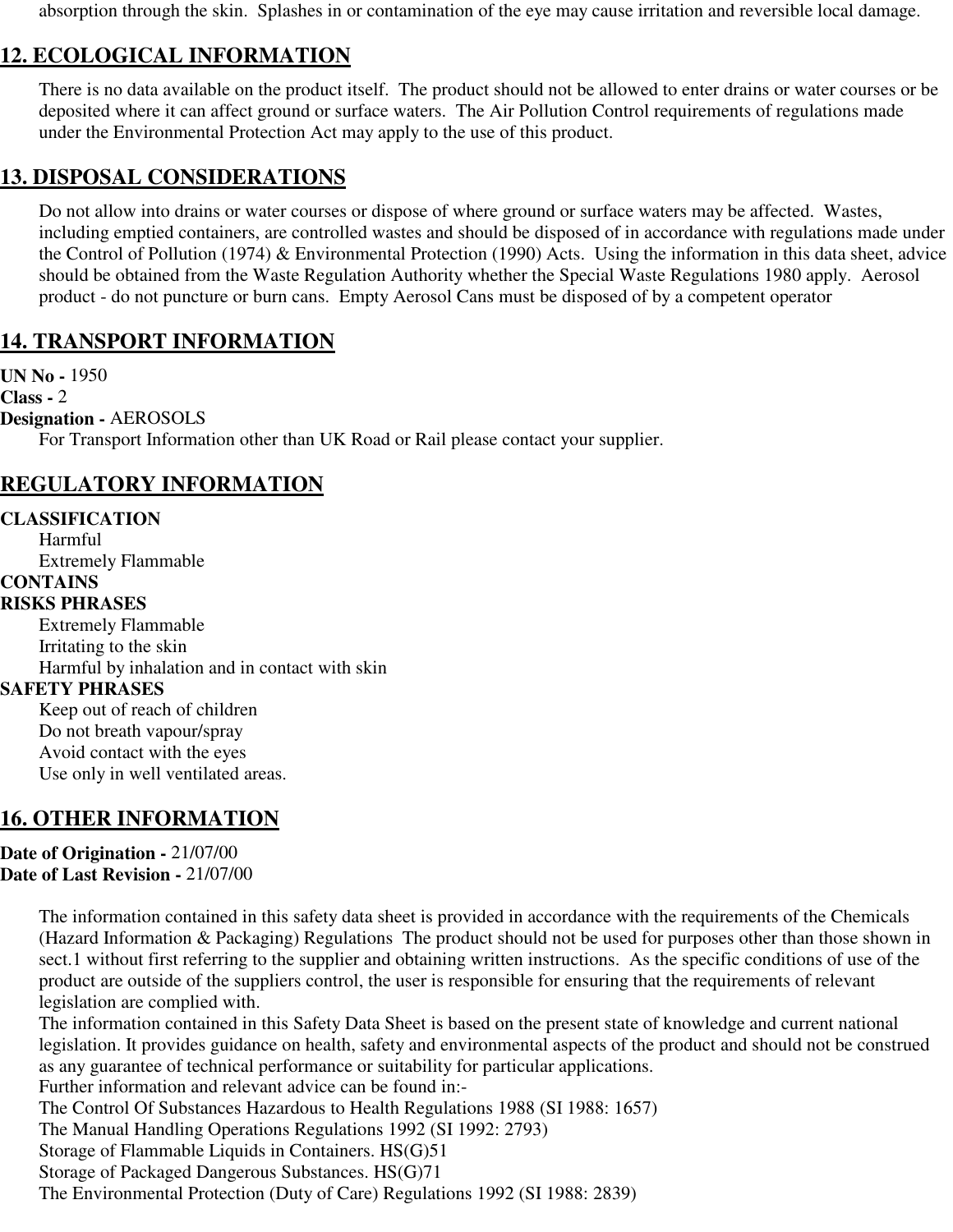absorption through the skin. Splashes in or contamination of the eye may cause irritation and reversible local damage.

## 12. ECOLOGICAL INFORMATION

There is no data available on the product itself. The product should not be allowed to enter drains or water courses or be deposited where it can affect ground or surface waters. The Air Pollution Control requirements of regulations made under the Environmental Protection Act may apply to the use of this product.

## 13. DISPOSAL CONSIDERATIONS

Do not allow into drains or water courses or dispose of where ground or surface waters may be affected. Wastes, including emptied containers, are controlled wastes and should be disposed of in accordance with regulations made under the Control of Pollution (1974) & Environmental Protection (1990) Acts. Using the information in this data sheet, advice should be obtained from the Waste Regulation Authority whether the Special Waste Regulations 1980 apply. Aerosol product - do not puncture or burn cans. Empty Aerosol Cans must be disposed of by a competent operator

## 14. TRANSPORT INFORMATION

**UN No -** 1950
**Class -** 2
**Designation -** AEROSOLS

For Transport Information other than UK Road or Rail please contact your supplier.

## REGULATORY INFORMATION

**CLASSIFICATION**

Harmful
Extremely Flammable

**CONTAINS**

**RISKS PHRASES**

Extremely Flammable
Irritating to the skin
Harmful by inhalation and in contact with skin

**SAFETY PHRASES**

Keep out of reach of children
Do not breath vapour/spray
Avoid contact with the eyes
Use only in well ventilated areas.

## 16. OTHER INFORMATION

**Date of Origination -** 21/07/00
**Date of Last Revision -** 21/07/00

The information contained in this safety data sheet is provided in accordance with the requirements of the Chemicals (Hazard Information & Packaging) Regulations The product should not be used for purposes other than those shown in sect.1 without first referring to the supplier and obtaining written instructions. As the specific conditions of use of the product are outside of the suppliers control, the user is responsible for ensuring that the requirements of relevant legislation are complied with.

The information contained in this Safety Data Sheet is based on the present state of knowledge and current national legislation. It provides guidance on health, safety and environmental aspects of the product and should not be construed as any guarantee of technical performance or suitability for particular applications.

Further information and relevant advice can be found in:-

The Control Of Substances Hazardous to Health Regulations 1988 (SI 1988: 1657)
The Manual Handling Operations Regulations 1992 (SI 1992: 2793)
Storage of Flammable Liquids in Containers. HS(G)51
Storage of Packaged Dangerous Substances. HS(G)71
The Environmental Protection (Duty of Care) Regulations 1992 (SI 1988: 2839)